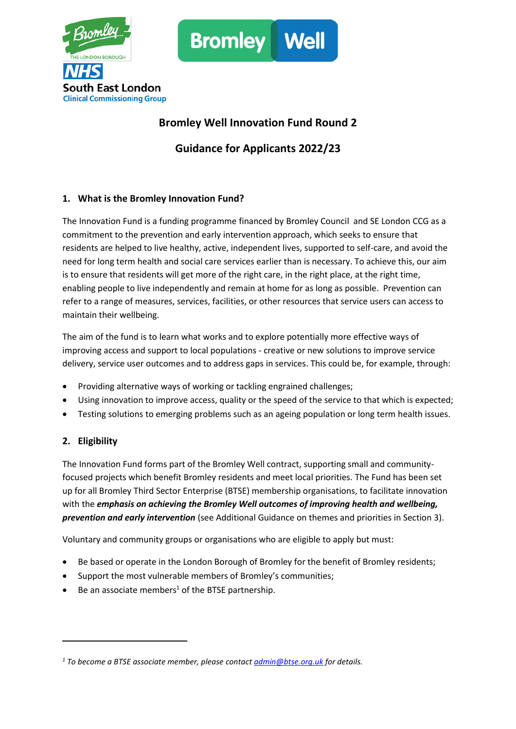# Bromley Well Innovation Fund Round 2

# Guidance for Applicants 2022/23

## 1. What is the Bromley Innovation Fund?

The Innovation Fund is a funding programme financed by Bromley Council and SE London CCG as a commitment to the prevention and early intervention approach, which seeks to ensure that residents are helped to live healthy, active, independent lives, supported to self-care, and avoid the need for long term health and social care services earlier than is necessary. To achieve this, our aim is to ensure that residents will get more of the right care, in the right place, at the right time, enabling people to live independently and remain at home for as long as possible. Prevention can refer to a range of measures, services, facilities, or other resources that service users can access to maintain their wellbeing.

The aim of the fund is to learn what works and to explore potentially more effective ways of improving access and support to local populations - creative or new solutions to improve service delivery, service user outcomes and to address gaps in services. This could be, for example, through:

- Providing alternative ways of working or tackling engrained challenges;
- Using innovation to improve access, quality or the speed of the service to that which is expected;
- Testing solutions to emerging problems such as an ageing population or long term health issues.

## 2. Eligibility

The Innovation Fund forms part of the Bromley Well contract, supporting small and community-focused projects which benefit Bromley residents and meet local priorities. The Fund has been set up for all Bromley Third Sector Enterprise (BTSE) membership organisations, to facilitate innovation with the ***emphasis on achieving the Bromley Well outcomes of improving health and wellbeing, prevention and early intervention*** (see Additional Guidance on themes and priorities in Section 3).

Voluntary and community groups or organisations who are eligible to apply but must:

- Be based or operate in the London Borough of Bromley for the benefit of Bromley residents;
- Support the most vulnerable members of Bromley's communities;
- Be an associate members[1] of the BTSE partnership.

---

*[1] To become a BTSE associate member, please contact admin@btse.org.uk for details.*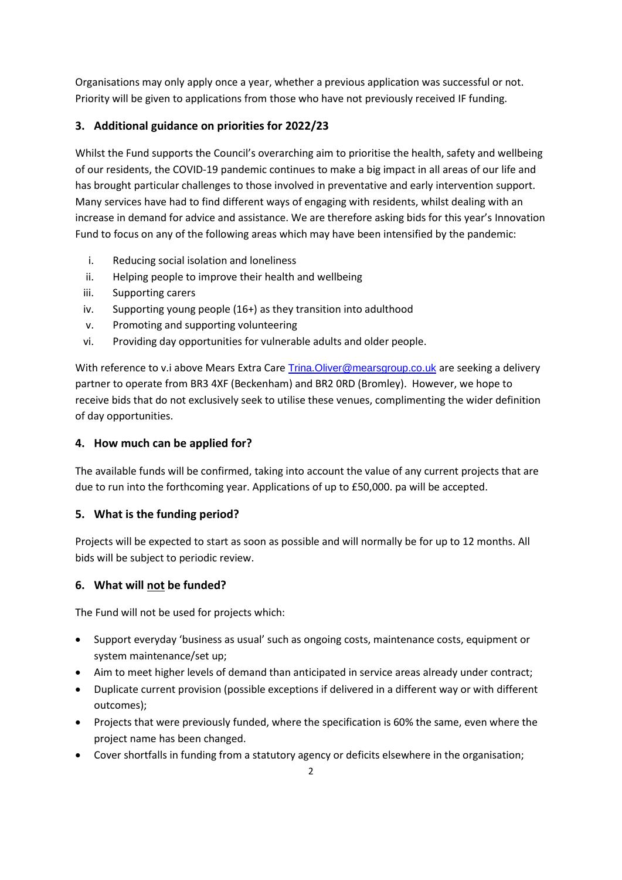Organisations may only apply once a year, whether a previous application was successful or not. Priority will be given to applications from those who have not previously received IF funding.

## 3. Additional guidance on priorities for 2022/23

Whilst the Fund supports the Council's overarching aim to prioritise the health, safety and wellbeing of our residents, the COVID-19 pandemic continues to make a big impact in all areas of our life and has brought particular challenges to those involved in preventative and early intervention support. Many services have had to find different ways of engaging with residents, whilst dealing with an increase in demand for advice and assistance. We are therefore asking bids for this year's Innovation Fund to focus on any of the following areas which may have been intensified by the pandemic:

i. Reducing social isolation and loneliness
ii. Helping people to improve their health and wellbeing
iii. Supporting carers
iv. Supporting young people (16+) as they transition into adulthood
v. Promoting and supporting volunteering
vi. Providing day opportunities for vulnerable adults and older people.

With reference to v.i above Mears Extra Care Trina.Oliver@mearsgroup.co.uk are seeking a delivery partner to operate from BR3 4XF (Beckenham) and BR2 0RD (Bromley). However, we hope to receive bids that do not exclusively seek to utilise these venues, complimenting the wider definition of day opportunities.

## 4. How much can be applied for?

The available funds will be confirmed, taking into account the value of any current projects that are due to run into the forthcoming year. Applications of up to £50,000. pa will be accepted.

## 5. What is the funding period?

Projects will be expected to start as soon as possible and will normally be for up to 12 months. All bids will be subject to periodic review.

## 6. What will <u>not</u> be funded?

The Fund will not be used for projects which:

- Support everyday 'business as usual' such as ongoing costs, maintenance costs, equipment or system maintenance/set up;
- Aim to meet higher levels of demand than anticipated in service areas already under contract;
- Duplicate current provision (possible exceptions if delivered in a different way or with different outcomes);
- Projects that were previously funded, where the specification is 60% the same, even where the project name has been changed.
- Cover shortfalls in funding from a statutory agency or deficits elsewhere in the organisation;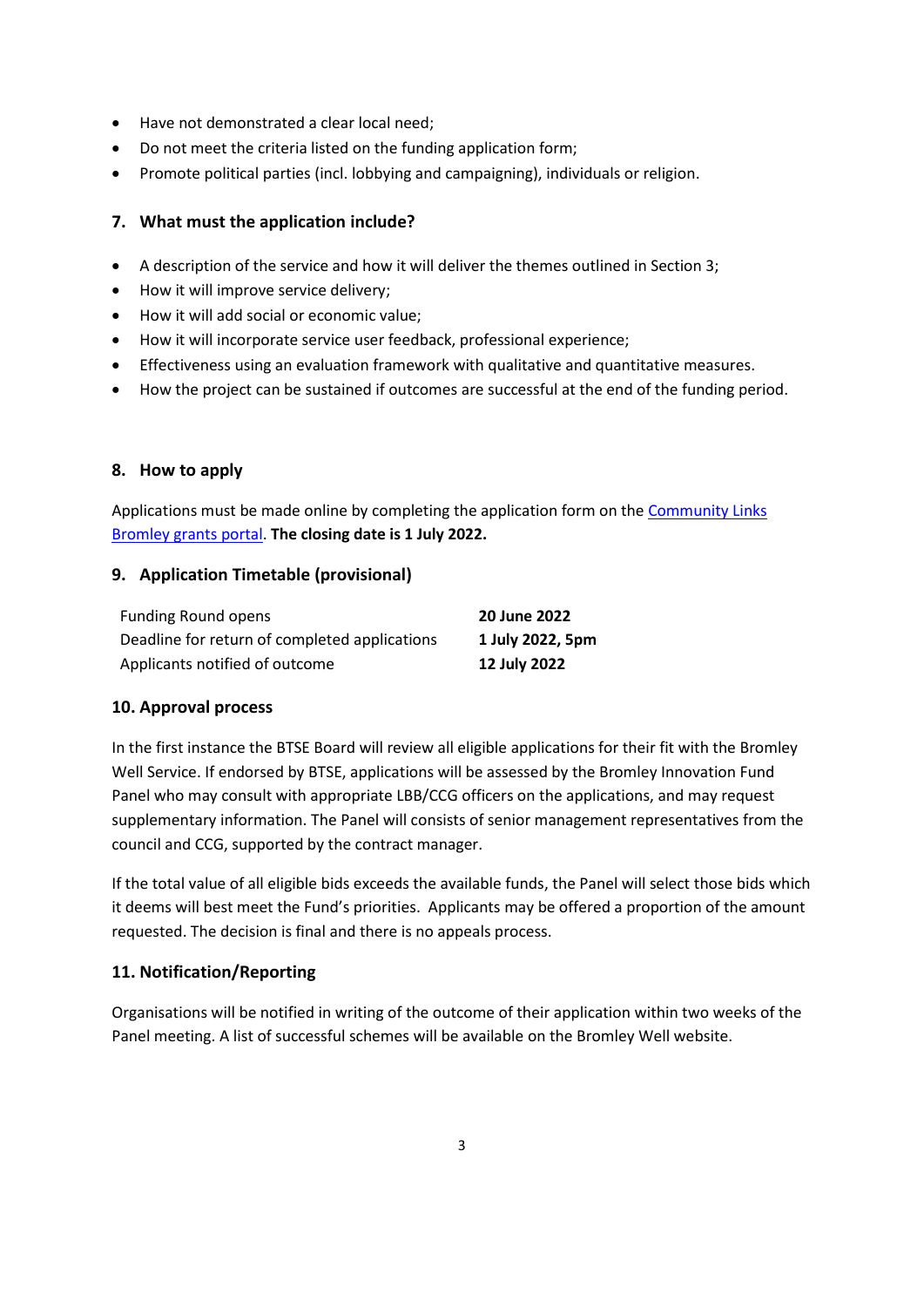- Have not demonstrated a clear local need;
- Do not meet the criteria listed on the funding application form;
- Promote political parties (incl. lobbying and campaigning), individuals or religion.

## 7. What must the application include?

- A description of the service and how it will deliver the themes outlined in Section 3;
- How it will improve service delivery;
- How it will add social or economic value;
- How it will incorporate service user feedback, professional experience;
- Effectiveness using an evaluation framework with qualitative and quantitative measures.
- How the project can be sustained if outcomes are successful at the end of the funding period.

## 8. How to apply

Applications must be made online by completing the application form on the Community Links Bromley grants portal. **The closing date is 1 July 2022.**

## 9. Application Timetable (provisional)

| | |
|---|---|
| Funding Round opens | **20 June 2022** |
| Deadline for return of completed applications | **1 July 2022, 5pm** |
| Applicants notified of outcome | **12 July 2022** |

## 10. Approval process

In the first instance the BTSE Board will review all eligible applications for their fit with the Bromley Well Service. If endorsed by BTSE, applications will be assessed by the Bromley Innovation Fund Panel who may consult with appropriate LBB/CCG officers on the applications, and may request supplementary information. The Panel will consists of senior management representatives from the council and CCG, supported by the contract manager.

If the total value of all eligible bids exceeds the available funds, the Panel will select those bids which it deems will best meet the Fund's priorities. Applicants may be offered a proportion of the amount requested. The decision is final and there is no appeals process.

## 11. Notification/Reporting

Organisations will be notified in writing of the outcome of their application within two weeks of the Panel meeting. A list of successful schemes will be available on the Bromley Well website.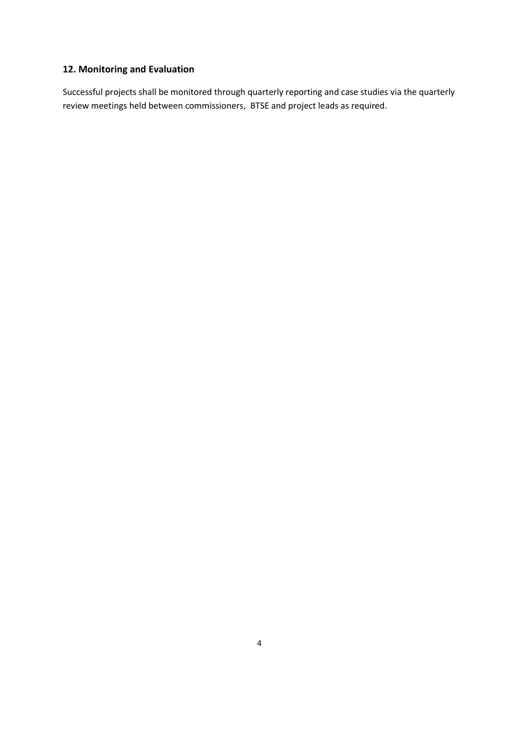## 12. Monitoring and Evaluation

Successful projects shall be monitored through quarterly reporting and case studies via the quarterly review meetings held between commissioners, BTSE and project leads as required.